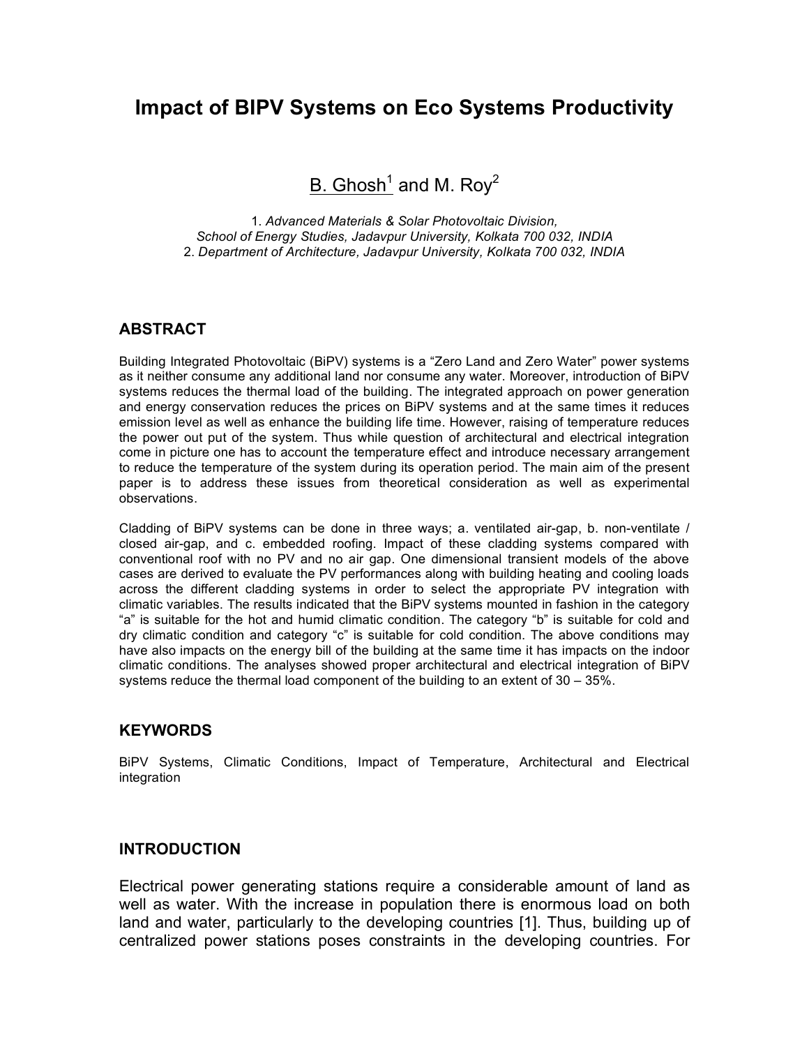# Impact of BIPV Systems on Eco Systems Productivity

B. Ghosh[1] and M. Roy[2]

1. *Advanced Materials & Solar Photovoltaic Division, School of Energy Studies, Jadavpur University, Kolkata 700 032, INDIA*
2. *Department of Architecture, Jadavpur University, Kolkata 700 032, INDIA*

## ABSTRACT

Building Integrated Photovoltaic (BiPV) systems is a "Zero Land and Zero Water" power systems as it neither consume any additional land nor consume any water. Moreover, introduction of BiPV systems reduces the thermal load of the building. The integrated approach on power generation and energy conservation reduces the prices on BiPV systems and at the same times it reduces emission level as well as enhance the building life time. However, raising of temperature reduces the power out put of the system. Thus while question of architectural and electrical integration come in picture one has to account the temperature effect and introduce necessary arrangement to reduce the temperature of the system during its operation period. The main aim of the present paper is to address these issues from theoretical consideration as well as experimental observations.

Cladding of BiPV systems can be done in three ways; a. ventilated air-gap, b. non-ventilate / closed air-gap, and c. embedded roofing. Impact of these cladding systems compared with conventional roof with no PV and no air gap. One dimensional transient models of the above cases are derived to evaluate the PV performances along with building heating and cooling loads across the different cladding systems in order to select the appropriate PV integration with climatic variables. The results indicated that the BiPV systems mounted in fashion in the category "a" is suitable for the hot and humid climatic condition. The category "b" is suitable for cold and dry climatic condition and category "c" is suitable for cold condition. The above conditions may have also impacts on the energy bill of the building at the same time it has impacts on the indoor climatic conditions. The analyses showed proper architectural and electrical integration of BiPV systems reduce the thermal load component of the building to an extent of 30 – 35%.

## KEYWORDS

BiPV Systems, Climatic Conditions, Impact of Temperature, Architectural and Electrical integration

## INTRODUCTION

Electrical power generating stations require a considerable amount of land as well as water. With the increase in population there is enormous load on both land and water, particularly to the developing countries [1]. Thus, building up of centralized power stations poses constraints in the developing countries. For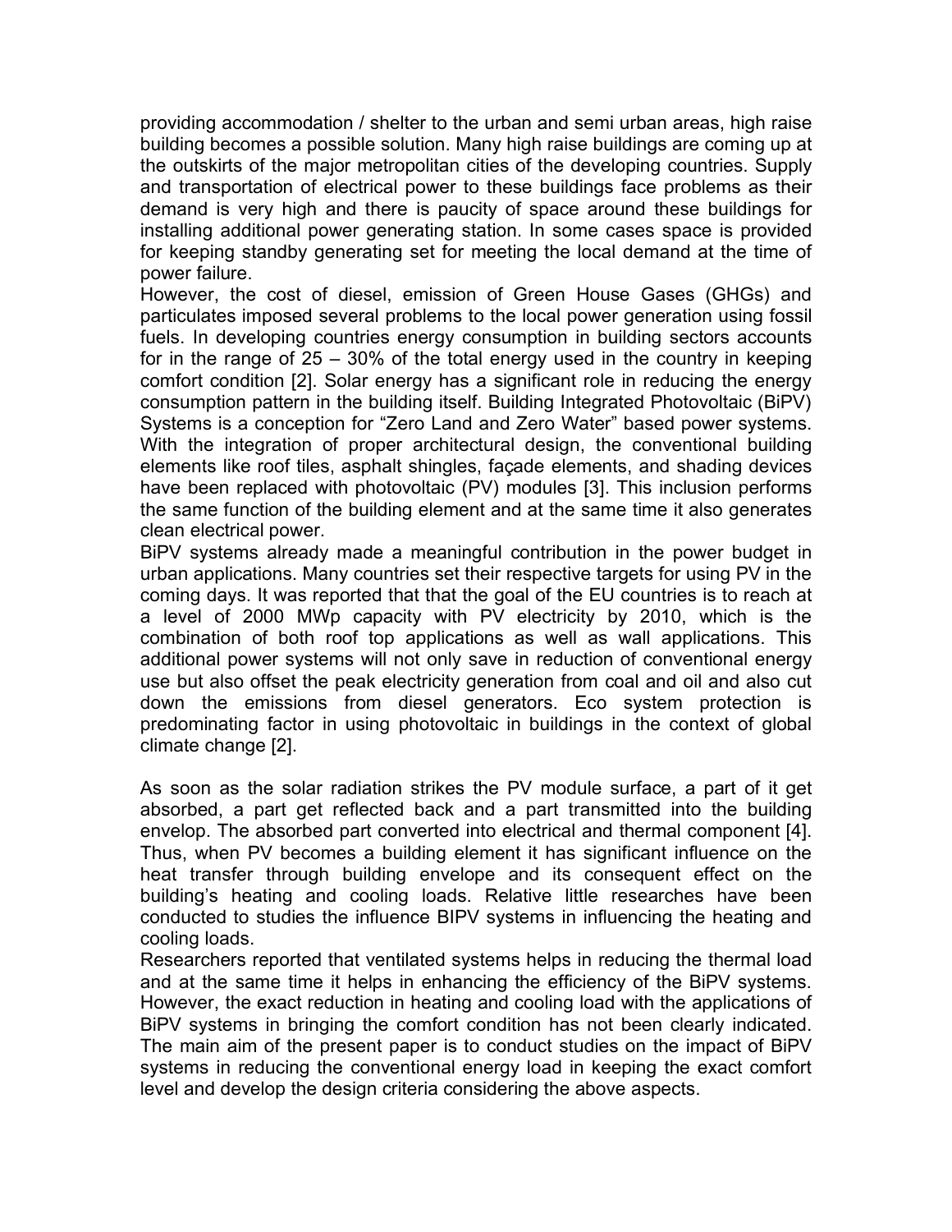providing accommodation / shelter to the urban and semi urban areas, high raise building becomes a possible solution. Many high raise buildings are coming up at the outskirts of the major metropolitan cities of the developing countries. Supply and transportation of electrical power to these buildings face problems as their demand is very high and there is paucity of space around these buildings for installing additional power generating station. In some cases space is provided for keeping standby generating set for meeting the local demand at the time of power failure.

However, the cost of diesel, emission of Green House Gases (GHGs) and particulates imposed several problems to the local power generation using fossil fuels. In developing countries energy consumption in building sectors accounts for in the range of 25 – 30% of the total energy used in the country in keeping comfort condition [2]. Solar energy has a significant role in reducing the energy consumption pattern in the building itself. Building Integrated Photovoltaic (BiPV) Systems is a conception for "Zero Land and Zero Water" based power systems. With the integration of proper architectural design, the conventional building elements like roof tiles, asphalt shingles, façade elements, and shading devices have been replaced with photovoltaic (PV) modules [3]. This inclusion performs the same function of the building element and at the same time it also generates clean electrical power.

BiPV systems already made a meaningful contribution in the power budget in urban applications. Many countries set their respective targets for using PV in the coming days. It was reported that that the goal of the EU countries is to reach at a level of 2000 MWp capacity with PV electricity by 2010, which is the combination of both roof top applications as well as wall applications. This additional power systems will not only save in reduction of conventional energy use but also offset the peak electricity generation from coal and oil and also cut down the emissions from diesel generators. Eco system protection is predominating factor in using photovoltaic in buildings in the context of global climate change [2].

As soon as the solar radiation strikes the PV module surface, a part of it get absorbed, a part get reflected back and a part transmitted into the building envelop. The absorbed part converted into electrical and thermal component [4]. Thus, when PV becomes a building element it has significant influence on the heat transfer through building envelope and its consequent effect on the building's heating and cooling loads. Relative little researches have been conducted to studies the influence BIPV systems in influencing the heating and cooling loads.

Researchers reported that ventilated systems helps in reducing the thermal load and at the same time it helps in enhancing the efficiency of the BiPV systems. However, the exact reduction in heating and cooling load with the applications of BiPV systems in bringing the comfort condition has not been clearly indicated. The main aim of the present paper is to conduct studies on the impact of BiPV systems in reducing the conventional energy load in keeping the exact comfort level and develop the design criteria considering the above aspects.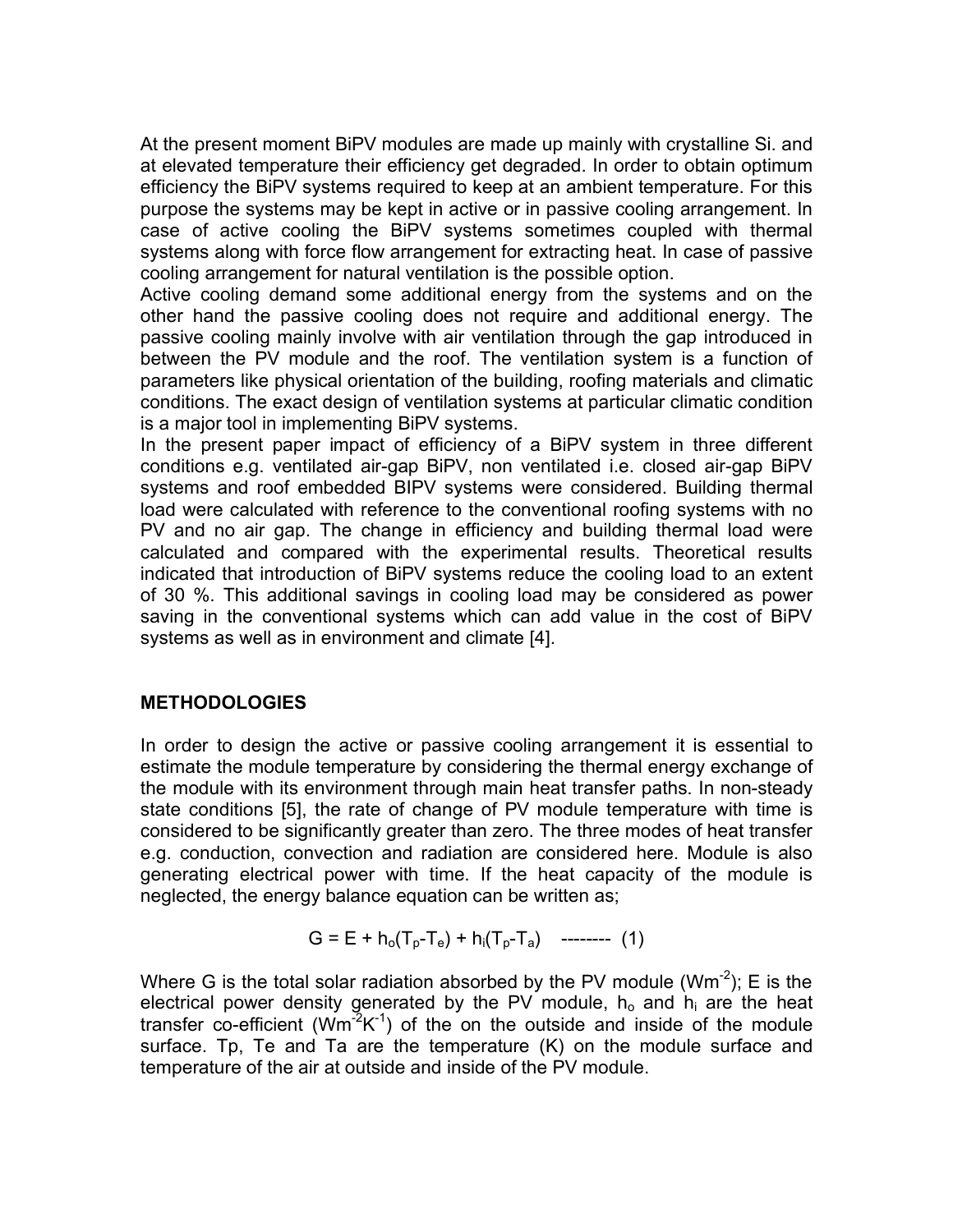At the present moment BiPV modules are made up mainly with crystalline Si. and at elevated temperature their efficiency get degraded. In order to obtain optimum efficiency the BiPV systems required to keep at an ambient temperature. For this purpose the systems may be kept in active or in passive cooling arrangement. In case of active cooling the BiPV systems sometimes coupled with thermal systems along with force flow arrangement for extracting heat. In case of passive cooling arrangement for natural ventilation is the possible option.

Active cooling demand some additional energy from the systems and on the other hand the passive cooling does not require and additional energy. The passive cooling mainly involve with air ventilation through the gap introduced in between the PV module and the roof. The ventilation system is a function of parameters like physical orientation of the building, roofing materials and climatic conditions. The exact design of ventilation systems at particular climatic condition is a major tool in implementing BiPV systems.

In the present paper impact of efficiency of a BiPV system in three different conditions e.g. ventilated air-gap BiPV, non ventilated i.e. closed air-gap BiPV systems and roof embedded BIPV systems were considered. Building thermal load were calculated with reference to the conventional roofing systems with no PV and no air gap. The change in efficiency and building thermal load were calculated and compared with the experimental results. Theoretical results indicated that introduction of BiPV systems reduce the cooling load to an extent of 30 %. This additional savings in cooling load may be considered as power saving in the conventional systems which can add value in the cost of BiPV systems as well as in environment and climate [4].

## METHODOLOGIES

In order to design the active or passive cooling arrangement it is essential to estimate the module temperature by considering the thermal energy exchange of the module with its environment through main heat transfer paths. In non-steady state conditions [5], the rate of change of PV module temperature with time is considered to be significantly greater than zero. The three modes of heat transfer e.g. conduction, convection and radiation are considered here. Module is also generating electrical power with time. If the heat capacity of the module is neglected, the energy balance equation can be written as;

$$G = E + h_o(T_p - T_e) + h_i(T_p - T_a) \quad \text{--------} \quad (1)$$

Where G is the total solar radiation absorbed by the PV module ($Wm^{-2}$); E is the electrical power density generated by the PV module, $h_o$ and $h_i$ are the heat transfer co-efficient ($Wm^{-2}K^{-1}$) of the on the outside and inside of the module surface. Tp, Te and Ta are the temperature (K) on the module surface and temperature of the air at outside and inside of the PV module.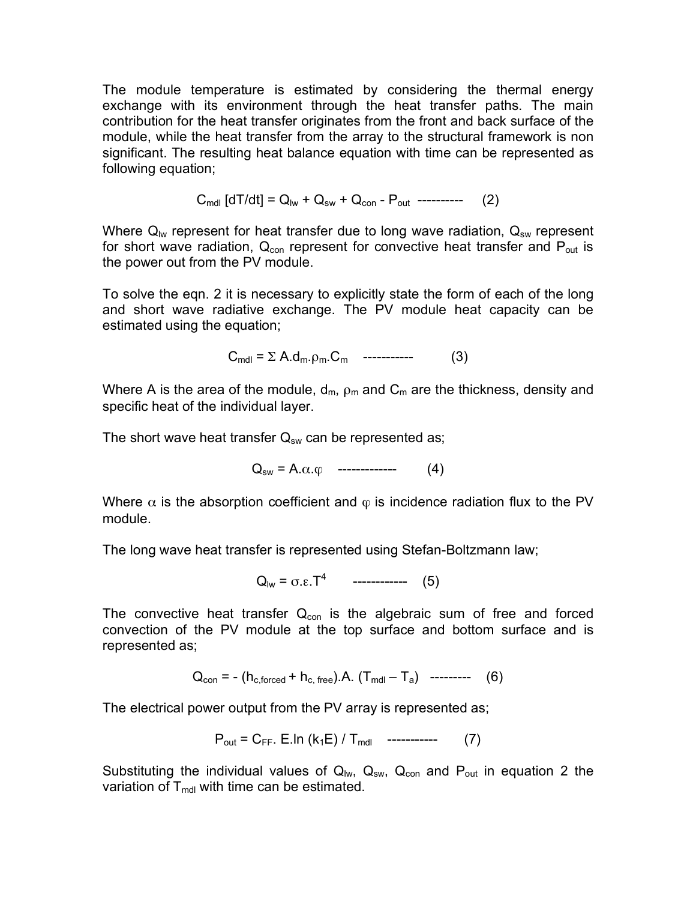The module temperature is estimated by considering the thermal energy exchange with its environment through the heat transfer paths. The main contribution for the heat transfer originates from the front and back surface of the module, while the heat transfer from the array to the structural framework is non significant. The resulting heat balance equation with time can be represented as following equation;

$$C_{mdl} \, [dT/dt] = Q_{lw} + Q_{sw} + Q_{con} - P_{out} \quad \text{----------} \quad (2)$$

Where $Q_{lw}$ represent for heat transfer due to long wave radiation, $Q_{sw}$ represent for short wave radiation, $Q_{con}$ represent for convective heat transfer and $P_{out}$ is the power out from the PV module.

To solve the eqn. 2 it is necessary to explicitly state the form of each of the long and short wave radiative exchange. The PV module heat capacity can be estimated using the equation;

$$C_{mdl} = \Sigma \, A.d_m.\rho_m.C_m \quad \text{-----------} \quad (3)$$

Where A is the area of the module, $d_m$, $\rho_m$ and $C_m$ are the thickness, density and specific heat of the individual layer.

The short wave heat transfer $Q_{sw}$ can be represented as;

$$Q_{sw} = A.\alpha.\varphi \quad \text{-------------} \quad (4)$$

Where $\alpha$ is the absorption coefficient and $\varphi$ is incidence radiation flux to the PV module.

The long wave heat transfer is represented using Stefan-Boltzmann law;

$$Q_{lw} = \sigma.\varepsilon.T^4 \quad \text{------------} \quad (5)$$

The convective heat transfer $Q_{con}$ is the algebraic sum of free and forced convection of the PV module at the top surface and bottom surface and is represented as;

$$Q_{con} = -\,(h_{c,forced} + h_{c,\,free}).A.\,(T_{mdl} - T_a) \quad \text{---------} \quad (6)$$

The electrical power output from the PV array is represented as;

$$P_{out} = C_{FF}.\,E.\ln\,(k_1E)\,/\,T_{mdl} \quad \text{-----------} \quad (7)$$

Substituting the individual values of $Q_{lw}$, $Q_{sw}$, $Q_{con}$ and $P_{out}$ in equation 2 the variation of $T_{mdl}$ with time can be estimated.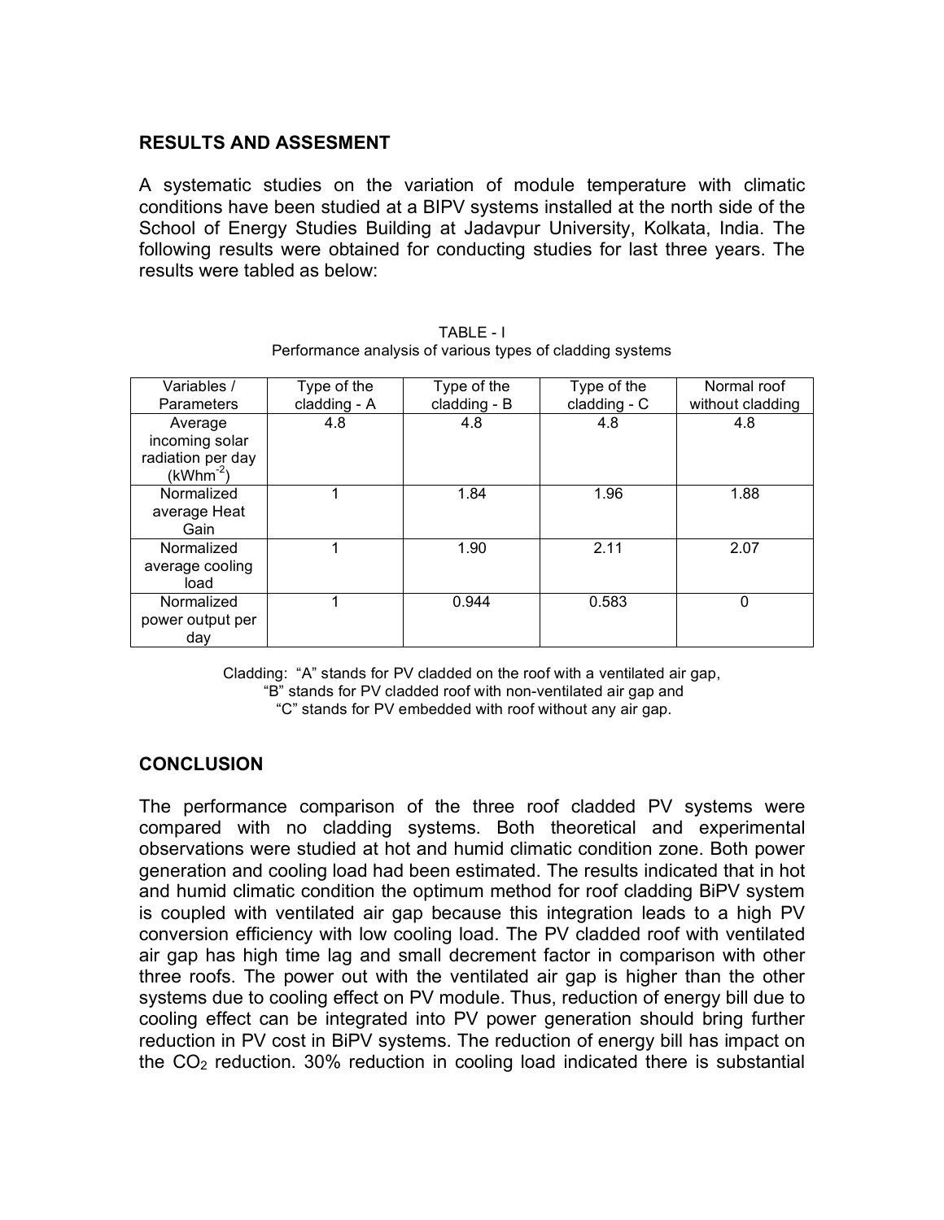## RESULTS AND ASSESMENT

A systematic studies on the variation of module temperature with climatic conditions have been studied at a BIPV systems installed at the north side of the School of Energy Studies Building at Jadavpur University, Kolkata, India. The following results were obtained for conducting studies for last three years. The results were tabled as below:

TABLE - I
Performance analysis of various types of cladding systems

| Variables / Parameters | Type of the cladding - A | Type of the cladding - B | Type of the cladding - C | Normal roof without cladding |
|---|---|---|---|---|
| Average incoming solar radiation per day ($kWhm^{-2}$) | 4.8 | 4.8 | 4.8 | 4.8 |
| Normalized average Heat Gain | 1 | 1.84 | 1.96 | 1.88 |
| Normalized average cooling load | 1 | 1.90 | 2.11 | 2.07 |
| Normalized power output per day | 1 | 0.944 | 0.583 | 0 |

Cladding: "A" stands for PV cladded on the roof with a ventilated air gap,
"B" stands for PV cladded roof with non-ventilated air gap and
"C" stands for PV embedded with roof without any air gap.

## CONCLUSION

The performance comparison of the three roof cladded PV systems were compared with no cladding systems. Both theoretical and experimental observations were studied at hot and humid climatic condition zone. Both power generation and cooling load had been estimated. The results indicated that in hot and humid climatic condition the optimum method for roof cladding BiPV system is coupled with ventilated air gap because this integration leads to a high PV conversion efficiency with low cooling load. The PV cladded roof with ventilated air gap has high time lag and small decrement factor in comparison with other three roofs. The power out with the ventilated air gap is higher than the other systems due to cooling effect on PV module. Thus, reduction of energy bill due to cooling effect can be integrated into PV power generation should bring further reduction in PV cost in BiPV systems. The reduction of energy bill has impact on the $CO_2$ reduction. 30% reduction in cooling load indicated there is substantial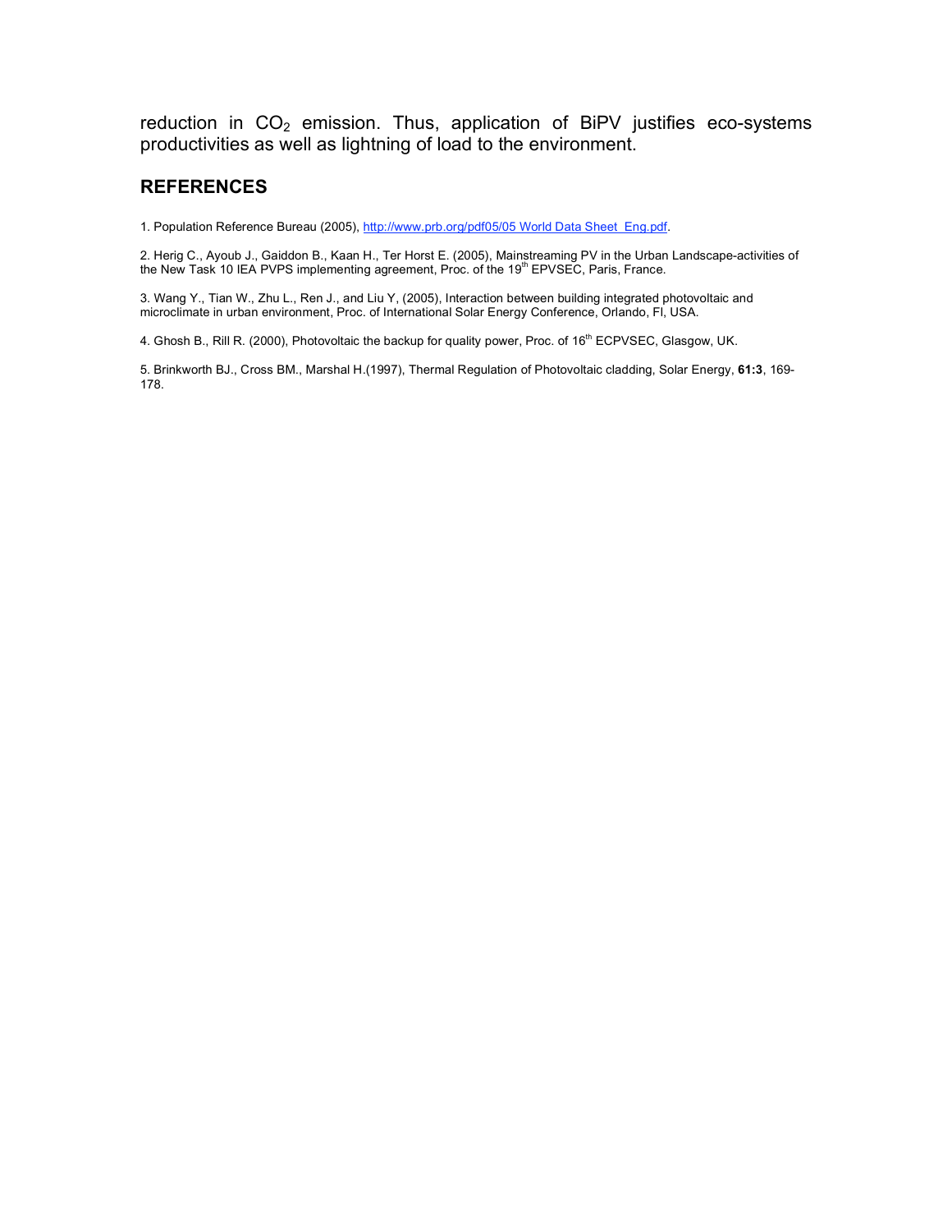reduction in $CO_2$ emission. Thus, application of BiPV justifies eco-systems productivities as well as lightning of load to the environment.

## REFERENCES

1. Population Reference Bureau (2005), http://www.prb.org/pdf05/05 World Data Sheet_Eng.pdf.

2. Herig C., Ayoub J., Gaiddon B., Kaan H., Ter Horst E. (2005), Mainstreaming PV in the Urban Landscape-activities of the New Task 10 IEA PVPS implementing agreement, Proc. of the 19th EPVSEC, Paris, France.

3. Wang Y., Tian W., Zhu L., Ren J., and Liu Y, (2005), Interaction between building integrated photovoltaic and microclimate in urban environment, Proc. of International Solar Energy Conference, Orlando, Fl, USA.

4. Ghosh B., Rill R. (2000), Photovoltaic the backup for quality power, Proc. of 16th ECPVSEC, Glasgow, UK.

5. Brinkworth BJ., Cross BM., Marshal H.(1997), Thermal Regulation of Photovoltaic cladding, Solar Energy, **61:3**, 169-178.